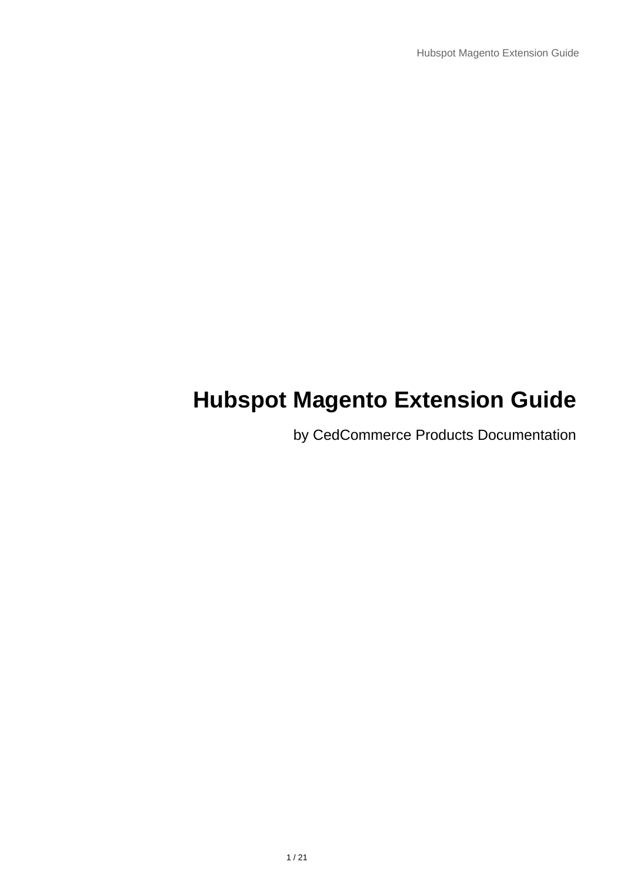# Hubspot Magento Extension Guide

by CedCommerce Products Documentation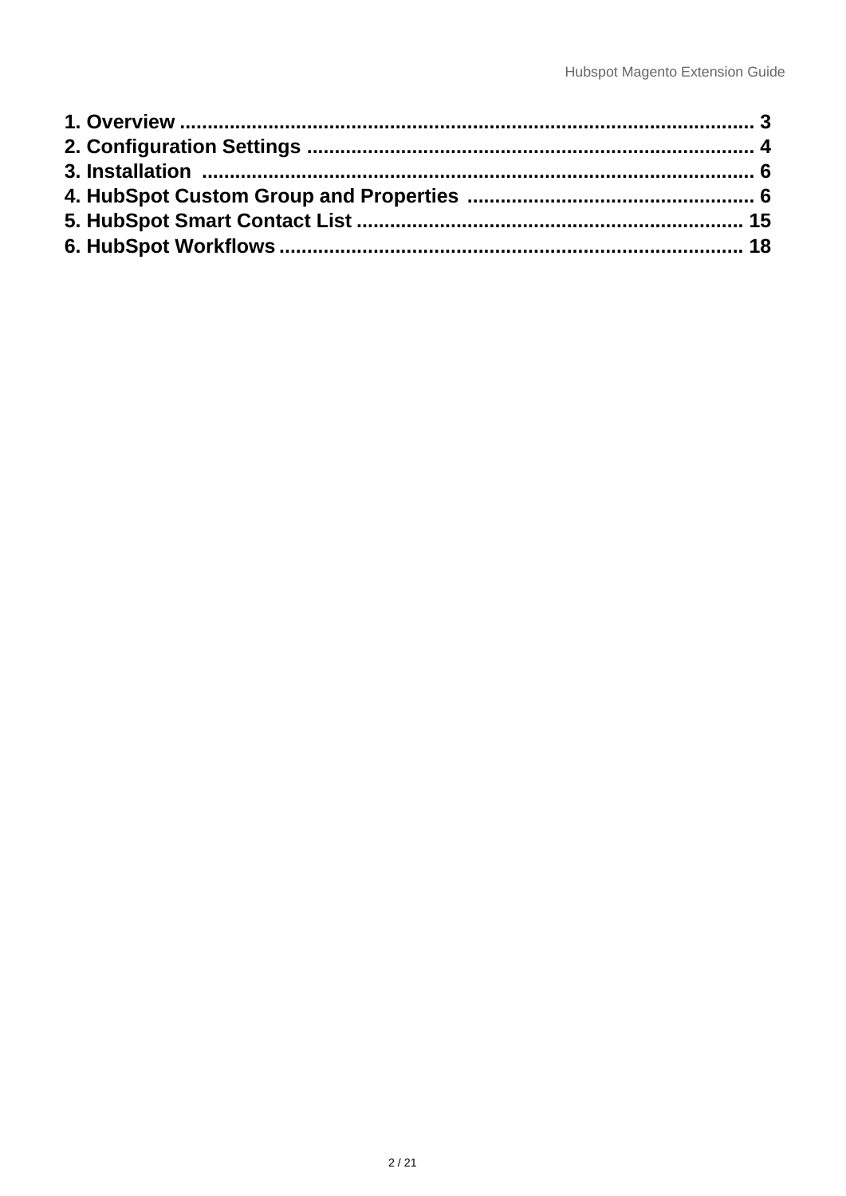**1. Overview ........................................................................................................ 3**
**2. Configuration Settings ................................................................................ 4**
**3. Installation ..................................................................................................... 6**
**4. HubSpot Custom Group and Properties .................................................... 6**
**5. HubSpot Smart Contact List ...................................................................... 15**
**6. HubSpot Workflows ................................................................................... 18**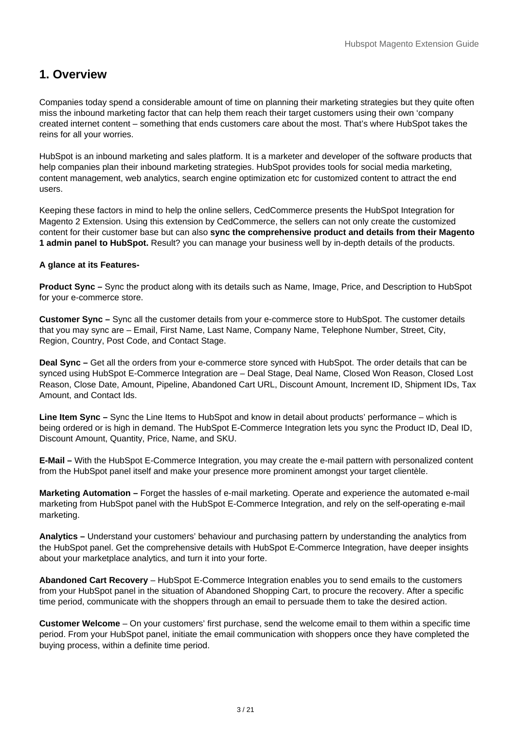# 1. Overview

Companies today spend a considerable amount of time on planning their marketing strategies but they quite often miss the inbound marketing factor that can help them reach their target customers using their own 'company created internet content – something that ends customers care about the most. That's where HubSpot takes the reins for all your worries.

HubSpot is an inbound marketing and sales platform. It is a marketer and developer of the software products that help companies plan their inbound marketing strategies. HubSpot provides tools for social media marketing, content management, web analytics, search engine optimization etc for customized content to attract the end users.

Keeping these factors in mind to help the online sellers, CedCommerce presents the HubSpot Integration for Magento 2 Extension. Using this extension by CedCommerce, the sellers can not only create the customized content for their customer base but can also **sync the comprehensive product and details from their Magento 1 admin panel to HubSpot.** Result? you can manage your business well by in-depth details of the products.

**A glance at its Features-**

**Product Sync –** Sync the product along with its details such as Name, Image, Price, and Description to HubSpot for your e-commerce store.

**Customer Sync –** Sync all the customer details from your e-commerce store to HubSpot. The customer details that you may sync are – Email, First Name, Last Name, Company Name, Telephone Number, Street, City, Region, Country, Post Code, and Contact Stage.

**Deal Sync –** Get all the orders from your e-commerce store synced with HubSpot. The order details that can be synced using HubSpot E-Commerce Integration are – Deal Stage, Deal Name, Closed Won Reason, Closed Lost Reason, Close Date, Amount, Pipeline, Abandoned Cart URL, Discount Amount, Increment ID, Shipment IDs, Tax Amount, and Contact Ids.

**Line Item Sync –** Sync the Line Items to HubSpot and know in detail about products' performance – which is being ordered or is high in demand. The HubSpot E-Commerce Integration lets you sync the Product ID, Deal ID, Discount Amount, Quantity, Price, Name, and SKU.

**E-Mail –** With the HubSpot E-Commerce Integration, you may create the e-mail pattern with personalized content from the HubSpot panel itself and make your presence more prominent amongst your target clientèle.

**Marketing Automation –** Forget the hassles of e-mail marketing. Operate and experience the automated e-mail marketing from HubSpot panel with the HubSpot E-Commerce Integration, and rely on the self-operating e-mail marketing.

**Analytics –** Understand your customers' behaviour and purchasing pattern by understanding the analytics from the HubSpot panel. Get the comprehensive details with HubSpot E-Commerce Integration, have deeper insights about your marketplace analytics, and turn it into your forte.

**Abandoned Cart Recovery** – HubSpot E-Commerce Integration enables you to send emails to the customers from your HubSpot panel in the situation of Abandoned Shopping Cart, to procure the recovery. After a specific time period, communicate with the shoppers through an email to persuade them to take the desired action.

**Customer Welcome** – On your customers' first purchase, send the welcome email to them within a specific time period. From your HubSpot panel, initiate the email communication with shoppers once they have completed the buying process, within a definite time period.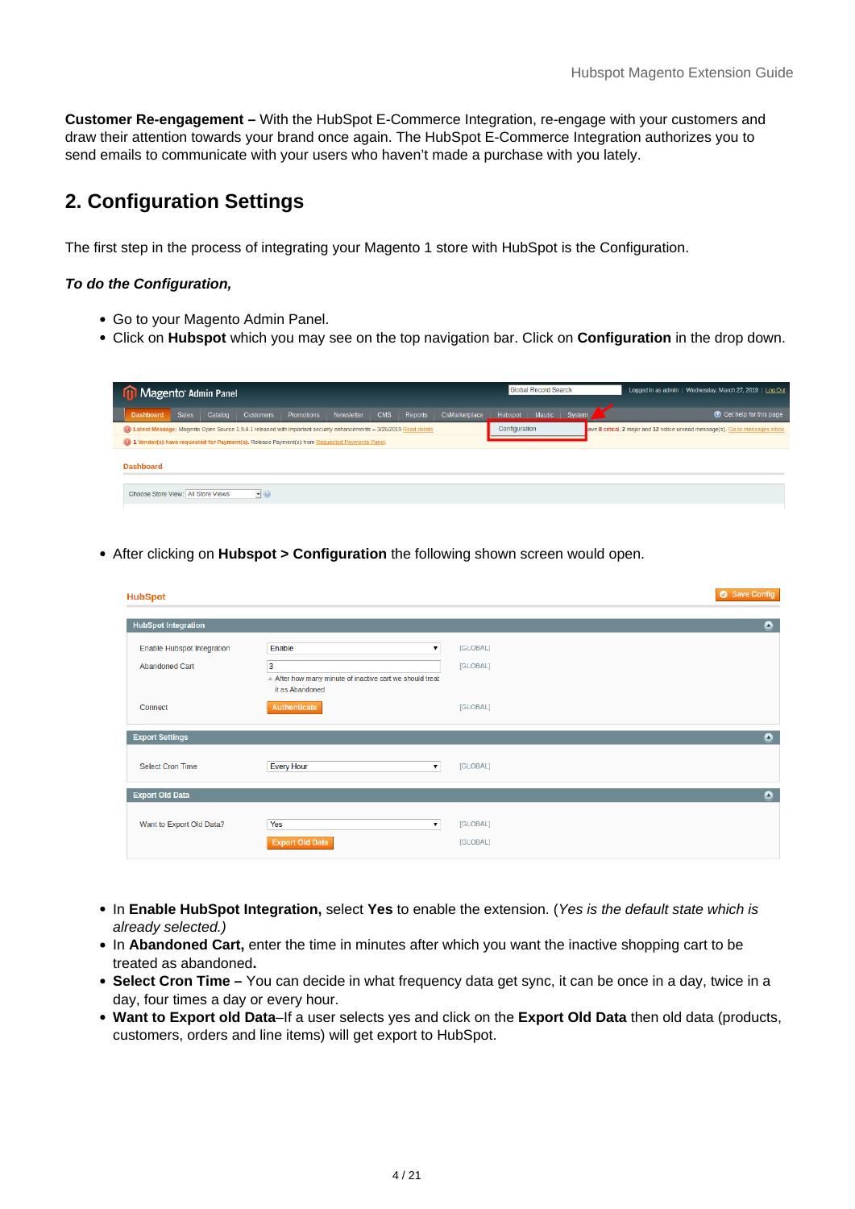**Customer Re-engagement –** With the HubSpot E-Commerce Integration, re-engage with your customers and draw their attention towards your brand once again. The HubSpot E-Commerce Integration authorizes you to send emails to communicate with your users who haven't made a purchase with you lately.

## 2. Configuration Settings

The first step in the process of integrating your Magento 1 store with HubSpot is the Configuration.

***To do the Configuration,***

- Go to your Magento Admin Panel.
- Click on **Hubspot** which you may see on the top navigation bar. Click on **Configuration** in the drop down.

- After clicking on **Hubspot > Configuration** the following shown screen would open.

- In **Enable HubSpot Integration,** select **Yes** to enable the extension. (*Yes is the default state which is already selected.)*
- In **Abandoned Cart,** enter the time in minutes after which you want the inactive shopping cart to be treated as abandoned**.**
- **Select Cron Time –** You can decide in what frequency data get sync, it can be once in a day, twice in a day, four times a day or every hour.
- **Want to Export old Data**–If a user selects yes and click on the **Export Old Data** then old data (products, customers, orders and line items) will get export to HubSpot.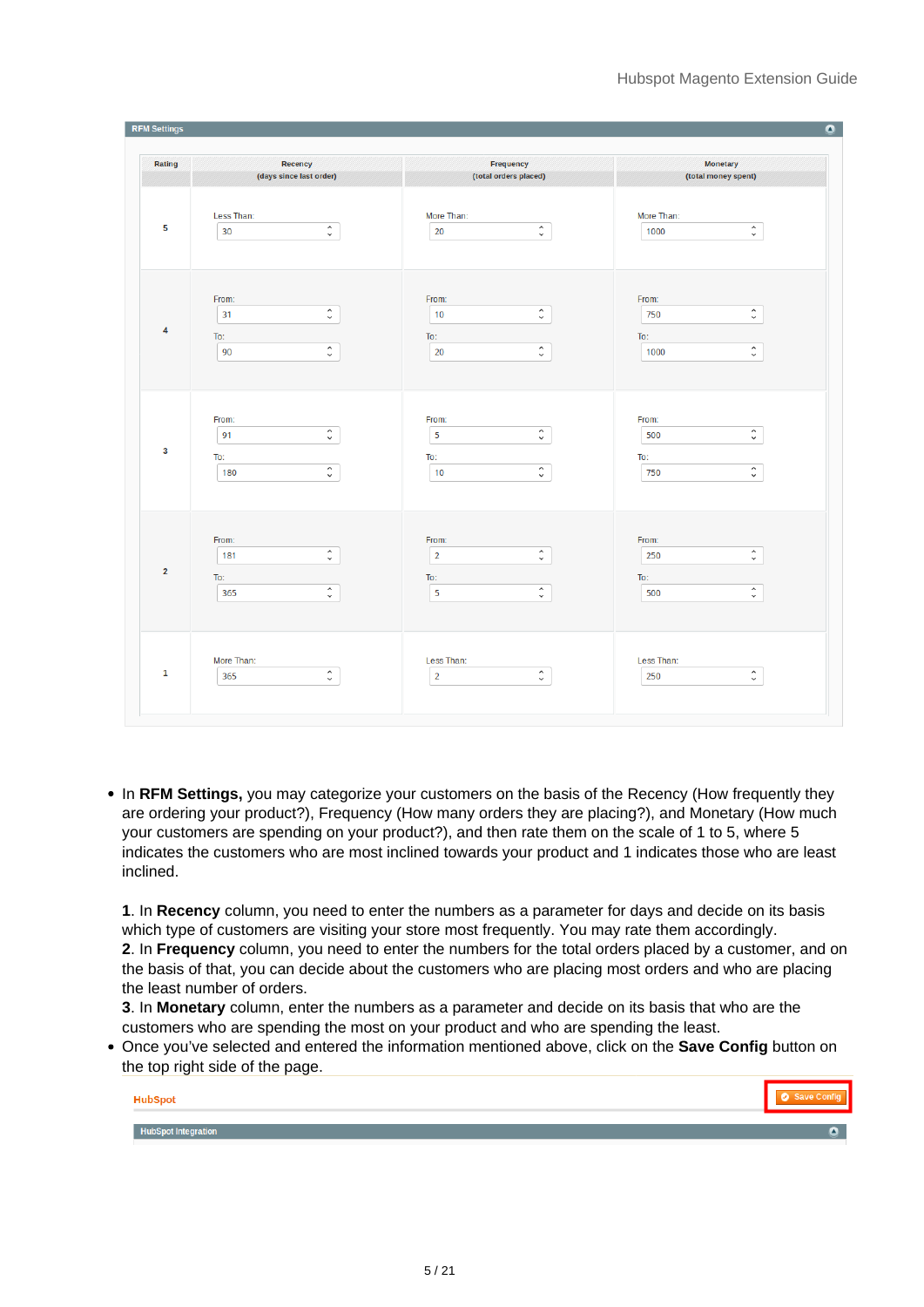**RFM Settings**

| Rating | Recency (days since last order) | Frequency (total orders placed) | Monetary (total money spent) |
|---|---|---|---|
| 5 | Less Than: 30 | More Than: 20 | More Than: 1000 |
| 4 | From: 31 To: 90 | From: 10 To: 20 | From: 750 To: 1000 |
| 3 | From: 91 To: 180 | From: 5 To: 10 | From: 500 To: 750 |
| 2 | From: 181 To: 365 | From: 2 To: 5 | From: 250 To: 500 |
| 1 | More Than: 365 | Less Than: 2 | Less Than: 250 |

- In **RFM Settings,** you may categorize your customers on the basis of the Recency (How frequently they are ordering your product?), Frequency (How many orders they are placing?), and Monetary (How much your customers are spending on your product?), and then rate them on the scale of 1 to 5, where 5 indicates the customers who are most inclined towards your product and 1 indicates those who are least inclined.

  **1**. In **Recency** column, you need to enter the numbers as a parameter for days and decide on its basis which type of customers are visiting your store most frequently. You may rate them accordingly.
  **2**. In **Frequency** column, you need to enter the numbers for the total orders placed by a customer, and on the basis of that, you can decide about the customers who are placing most orders and who are placing the least number of orders.
  **3**. In **Monetary** column, enter the numbers as a parameter and decide on its basis that who are the customers who are spending the most on your product and who are spending the least.
- Once you've selected and entered the information mentioned above, click on the **Save Config** button on the top right side of the page.

HubSpot | Save Config

HubSpot Integration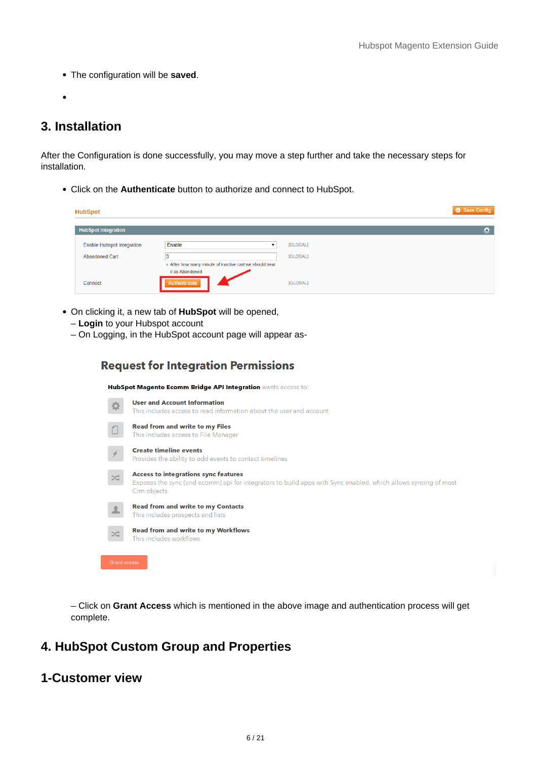- The configuration will be **saved**.
- 

## 3. Installation

After the Configuration is done successfully, you may move a step further and take the necessary steps for installation.

- Click on the **Authenticate** button to authorize and connect to HubSpot.

- On clicking it, a new tab of **HubSpot** will be opened,  
  – **Login** to your Hubspot account  
  – On Logging, in the HubSpot account page will appear as-

– Click on **Grant Access** which is mentioned in the above image and authentication process will get complete.

## 4. HubSpot Custom Group and Properties

## 1-Customer view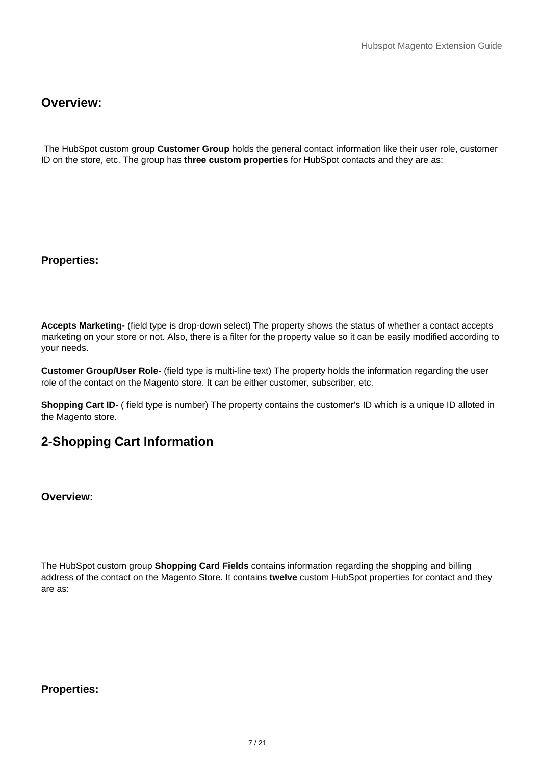### Overview:

The HubSpot custom group **Customer Group** holds the general contact information like their user role, customer ID on the store, etc. The group has **three custom properties** for HubSpot contacts and they are as:

### Properties:

**Accepts Marketing-** (field type is drop-down select) The property shows the status of whether a contact accepts marketing on your store or not. Also, there is a filter for the property value so it can be easily modified according to your needs.

**Customer Group/User Role-** (field type is multi-line text) The property holds the information regarding the user role of the contact on the Magento store. It can be either customer, subscriber, etc.

**Shopping Cart ID-** ( field type is number) The property contains the customer's ID which is a unique ID alloted in the Magento store.

## 2-Shopping Cart Information

### Overview:

The HubSpot custom group **Shopping Card Fields** contains information regarding the shopping and billing address of the contact on the Magento Store. It contains **twelve** custom HubSpot properties for contact and they are as:

### Properties: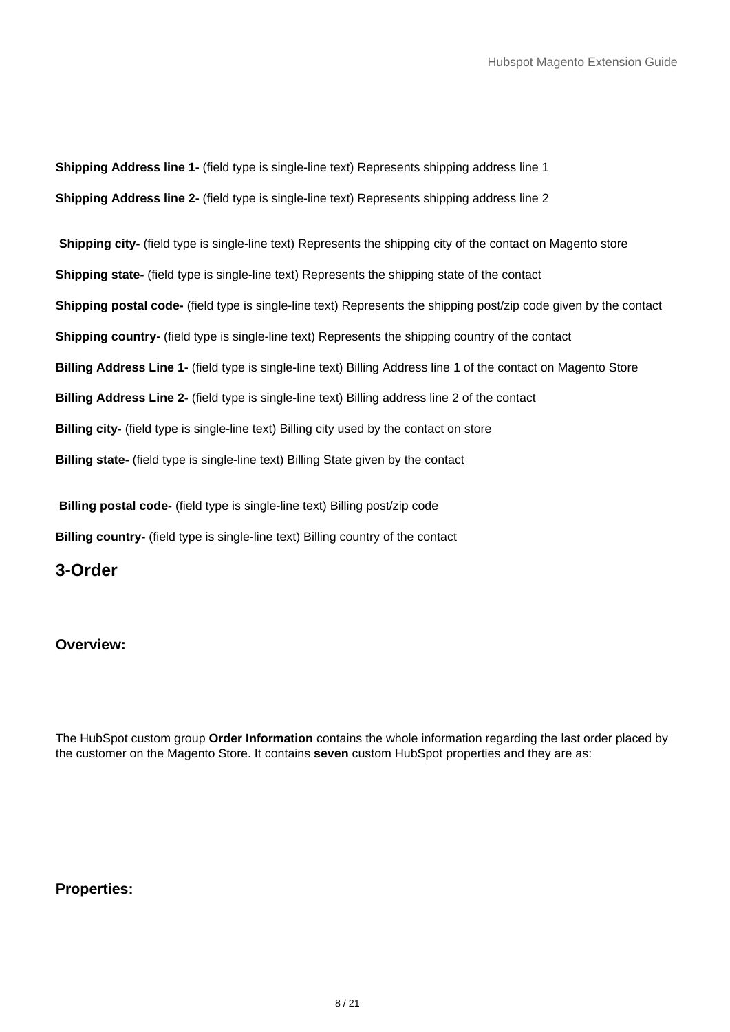**Shipping Address line 1-** (field type is single-line text) Represents shipping address line 1

**Shipping Address line 2-** (field type is single-line text) Represents shipping address line 2

**Shipping city-** (field type is single-line text) Represents the shipping city of the contact on Magento store

**Shipping state-** (field type is single-line text) Represents the shipping state of the contact

**Shipping postal code-** (field type is single-line text) Represents the shipping post/zip code given by the contact

**Shipping country-** (field type is single-line text) Represents the shipping country of the contact

**Billing Address Line 1-** (field type is single-line text) Billing Address line 1 of the contact on Magento Store

**Billing Address Line 2-** (field type is single-line text) Billing address line 2 of the contact

**Billing city-** (field type is single-line text) Billing city used by the contact on store

**Billing state-** (field type is single-line text) Billing State given by the contact

**Billing postal code-** (field type is single-line text) Billing post/zip code

**Billing country-** (field type is single-line text) Billing country of the contact

## 3-Order

### Overview:

The HubSpot custom group **Order Information** contains the whole information regarding the last order placed by the customer on the Magento Store. It contains **seven** custom HubSpot properties and they are as:

### Properties: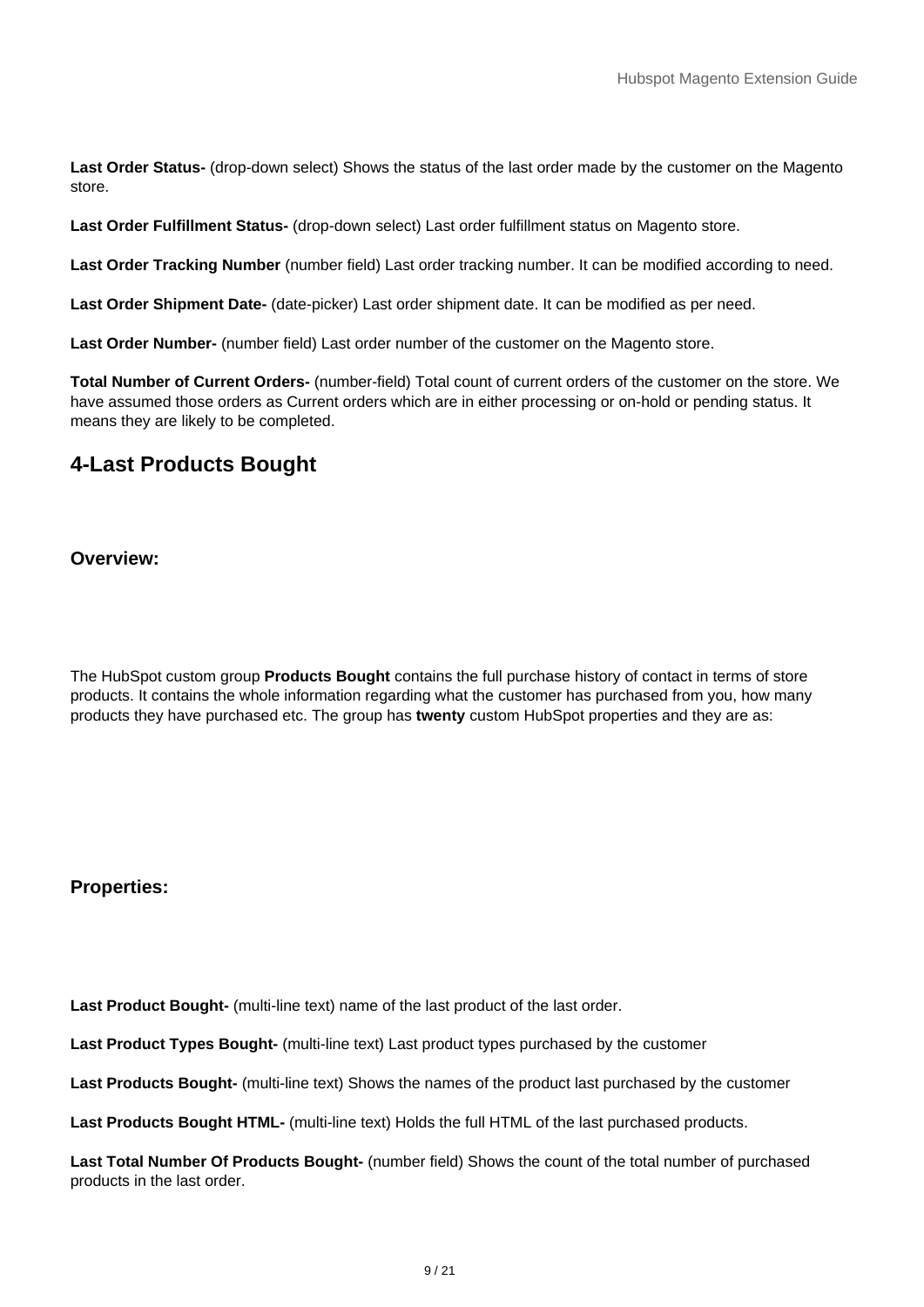**Last Order Status-** (drop-down select) Shows the status of the last order made by the customer on the Magento store.

**Last Order Fulfillment Status-** (drop-down select) Last order fulfillment status on Magento store.

**Last Order Tracking Number** (number field) Last order tracking number. It can be modified according to need.

**Last Order Shipment Date-** (date-picker) Last order shipment date. It can be modified as per need.

**Last Order Number-** (number field) Last order number of the customer on the Magento store.

**Total Number of Current Orders-** (number-field) Total count of current orders of the customer on the store. We have assumed those orders as Current orders which are in either processing or on-hold or pending status. It means they are likely to be completed.

## 4-Last Products Bought

### Overview:

The HubSpot custom group **Products Bought** contains the full purchase history of contact in terms of store products. It contains the whole information regarding what the customer has purchased from you, how many products they have purchased etc. The group has **twenty** custom HubSpot properties and they are as:

### Properties:

**Last Product Bought-** (multi-line text) name of the last product of the last order.

**Last Product Types Bought-** (multi-line text) Last product types purchased by the customer

**Last Products Bought-** (multi-line text) Shows the names of the product last purchased by the customer

**Last Products Bought HTML-** (multi-line text) Holds the full HTML of the last purchased products.

**Last Total Number Of Products Bought-** (number field) Shows the count of the total number of purchased products in the last order.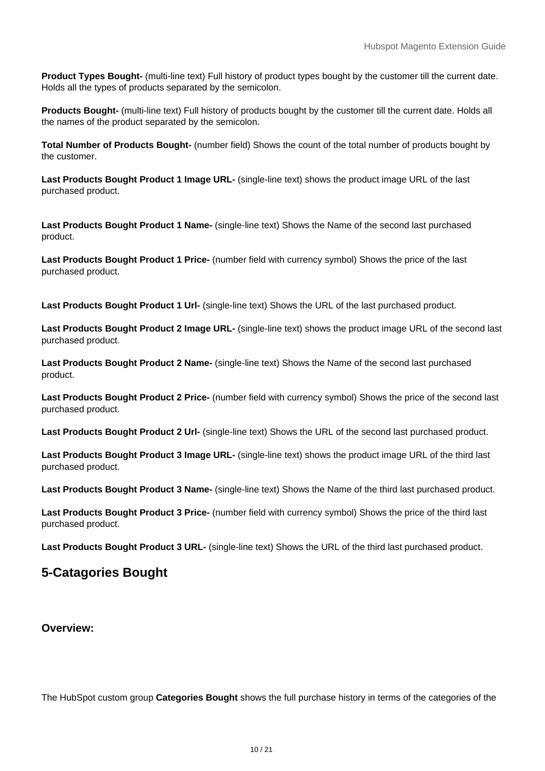**Product Types Bought-** (multi-line text) Full history of product types bought by the customer till the current date. Holds all the types of products separated by the semicolon.

**Products Bought-** (multi-line text) Full history of products bought by the customer till the current date. Holds all the names of the product separated by the semicolon.

**Total Number of Products Bought-** (number field) Shows the count of the total number of products bought by the customer.

**Last Products Bought Product 1 Image URL-** (single-line text) shows the product image URL of the last purchased product.

**Last Products Bought Product 1 Name-** (single-line text) Shows the Name of the second last purchased product.

**Last Products Bought Product 1 Price-** (number field with currency symbol) Shows the price of the last purchased product.

**Last Products Bought Product 1 Url-** (single-line text) Shows the URL of the last purchased product.

**Last Products Bought Product 2 Image URL-** (single-line text) shows the product image URL of the second last purchased product.

**Last Products Bought Product 2 Name-** (single-line text) Shows the Name of the second last purchased product.

**Last Products Bought Product 2 Price-** (number field with currency symbol) Shows the price of the second last purchased product.

**Last Products Bought Product 2 Url-** (single-line text) Shows the URL of the second last purchased product.

**Last Products Bought Product 3 Image URL-** (single-line text) shows the product image URL of the third last purchased product.

**Last Products Bought Product 3 Name-** (single-line text) Shows the Name of the third last purchased product.

**Last Products Bought Product 3 Price-** (number field with currency symbol) Shows the price of the third last purchased product.

**Last Products Bought Product 3 URL-** (single-line text) Shows the URL of the third last purchased product.

## 5-Catagories Bought

### Overview:

The HubSpot custom group **Categories Bought** shows the full purchase history in terms of the categories of the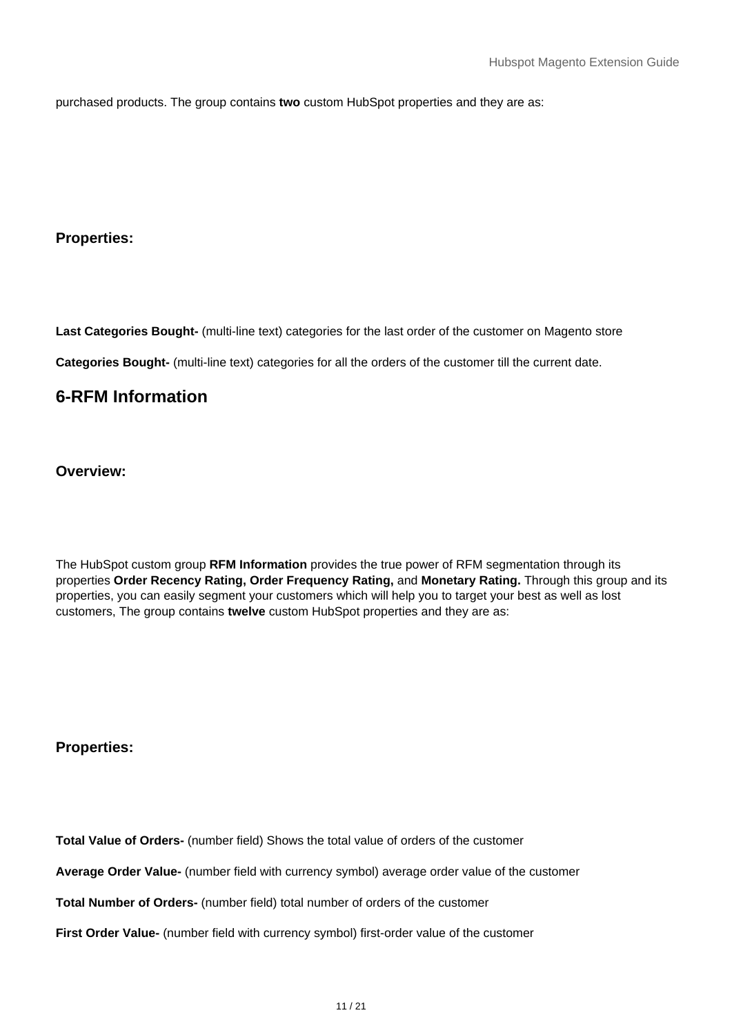purchased products. The group contains **two** custom HubSpot properties and they are as:

### Properties:

**Last Categories Bought-** (multi-line text) categories for the last order of the customer on Magento store

**Categories Bought-** (multi-line text) categories for all the orders of the customer till the current date.

## 6-RFM Information

### Overview:

The HubSpot custom group **RFM Information** provides the true power of RFM segmentation through its properties **Order Recency Rating, Order Frequency Rating,** and **Monetary Rating.** Through this group and its properties, you can easily segment your customers which will help you to target your best as well as lost customers, The group contains **twelve** custom HubSpot properties and they are as:

### Properties:

**Total Value of Orders-** (number field) Shows the total value of orders of the customer

**Average Order Value-** (number field with currency symbol) average order value of the customer

**Total Number of Orders-** (number field) total number of orders of the customer

**First Order Value-** (number field with currency symbol) first-order value of the customer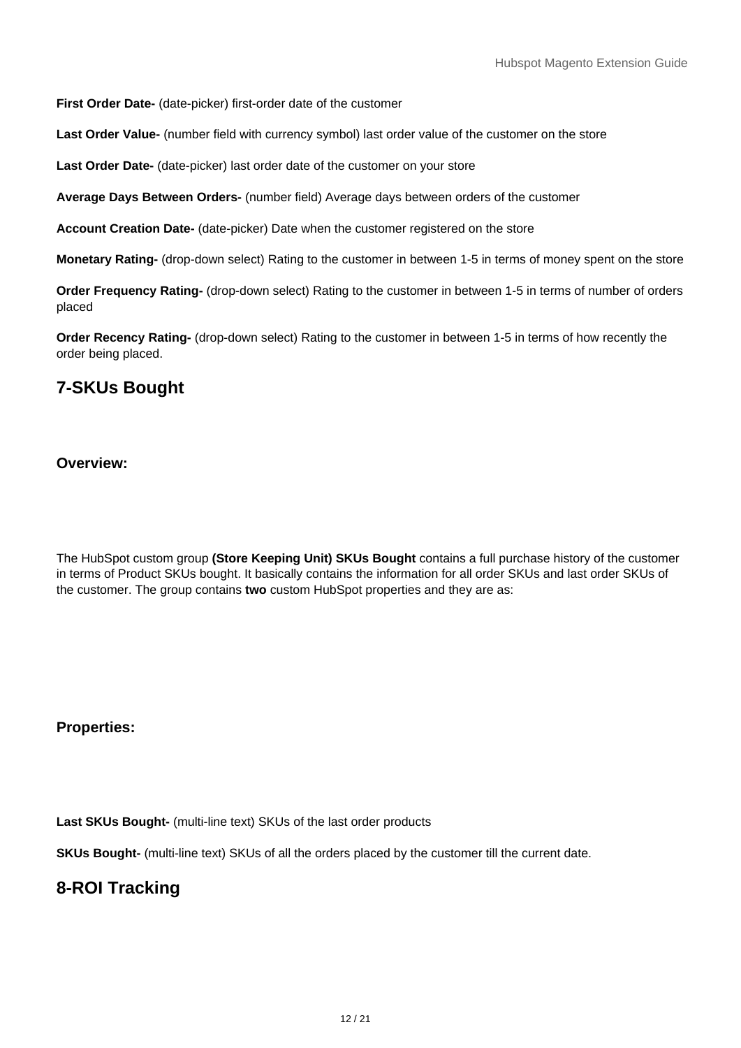**First Order Date-** (date-picker) first-order date of the customer

**Last Order Value-** (number field with currency symbol) last order value of the customer on the store

**Last Order Date-** (date-picker) last order date of the customer on your store

**Average Days Between Orders-** (number field) Average days between orders of the customer

**Account Creation Date-** (date-picker) Date when the customer registered on the store

**Monetary Rating-** (drop-down select) Rating to the customer in between 1-5 in terms of money spent on the store

**Order Frequency Rating-** (drop-down select) Rating to the customer in between 1-5 in terms of number of orders placed

**Order Recency Rating-** (drop-down select) Rating to the customer in between 1-5 in terms of how recently the order being placed.

## 7-SKUs Bought

### Overview:

The HubSpot custom group **(Store Keeping Unit) SKUs Bought** contains a full purchase history of the customer in terms of Product SKUs bought. It basically contains the information for all order SKUs and last order SKUs of the customer. The group contains **two** custom HubSpot properties and they are as:

### Properties:

**Last SKUs Bought-** (multi-line text) SKUs of the last order products

**SKUs Bought-** (multi-line text) SKUs of all the orders placed by the customer till the current date.

## 8-ROI Tracking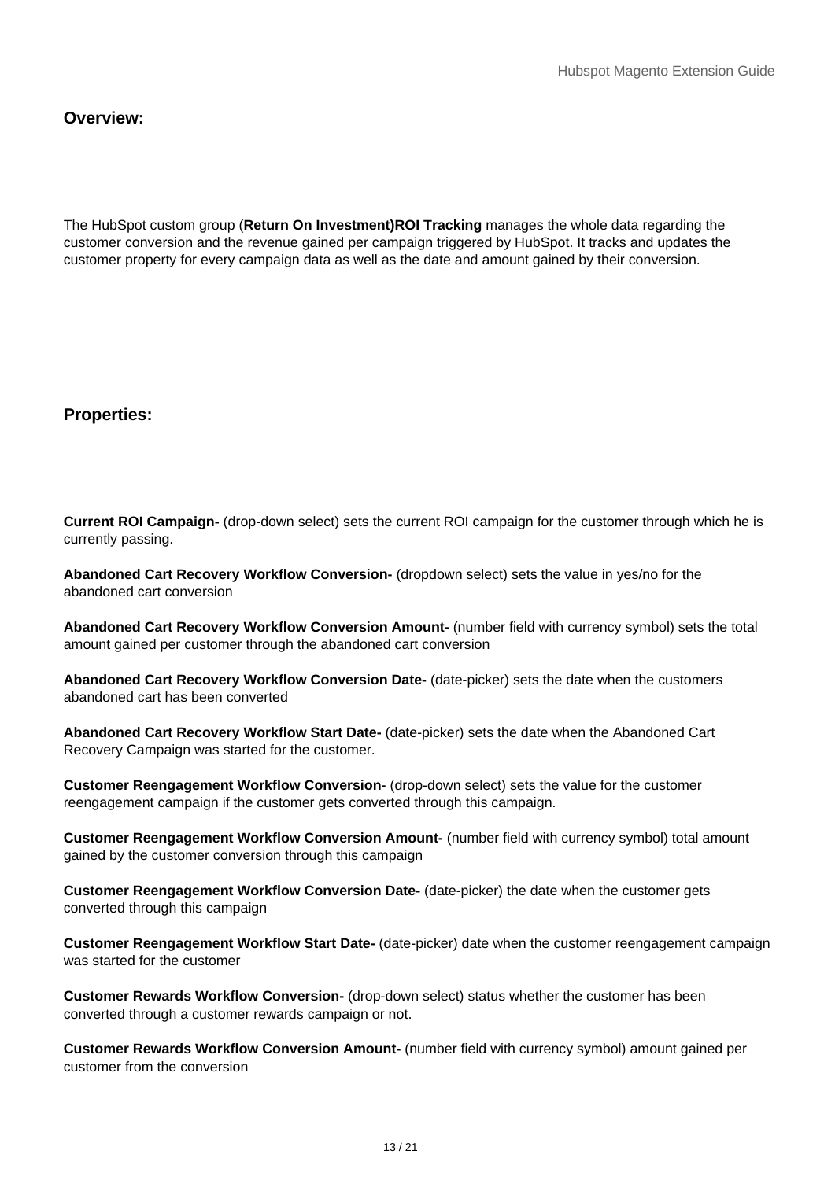## Overview:

The HubSpot custom group (**Return On Investment)ROI Tracking** manages the whole data regarding the customer conversion and the revenue gained per campaign triggered by HubSpot. It tracks and updates the customer property for every campaign data as well as the date and amount gained by their conversion.

## Properties:

**Current ROI Campaign-** (drop-down select) sets the current ROI campaign for the customer through which he is currently passing.

**Abandoned Cart Recovery Workflow Conversion-** (dropdown select) sets the value in yes/no for the abandoned cart conversion

**Abandoned Cart Recovery Workflow Conversion Amount-** (number field with currency symbol) sets the total amount gained per customer through the abandoned cart conversion

**Abandoned Cart Recovery Workflow Conversion Date-** (date-picker) sets the date when the customers abandoned cart has been converted

**Abandoned Cart Recovery Workflow Start Date-** (date-picker) sets the date when the Abandoned Cart Recovery Campaign was started for the customer.

**Customer Reengagement Workflow Conversion-** (drop-down select) sets the value for the customer reengagement campaign if the customer gets converted through this campaign.

**Customer Reengagement Workflow Conversion Amount-** (number field with currency symbol) total amount gained by the customer conversion through this campaign

**Customer Reengagement Workflow Conversion Date-** (date-picker) the date when the customer gets converted through this campaign

**Customer Reengagement Workflow Start Date-** (date-picker) date when the customer reengagement campaign was started for the customer

**Customer Rewards Workflow Conversion-** (drop-down select) status whether the customer has been converted through a customer rewards campaign or not.

**Customer Rewards Workflow Conversion Amount-** (number field with currency symbol) amount gained per customer from the conversion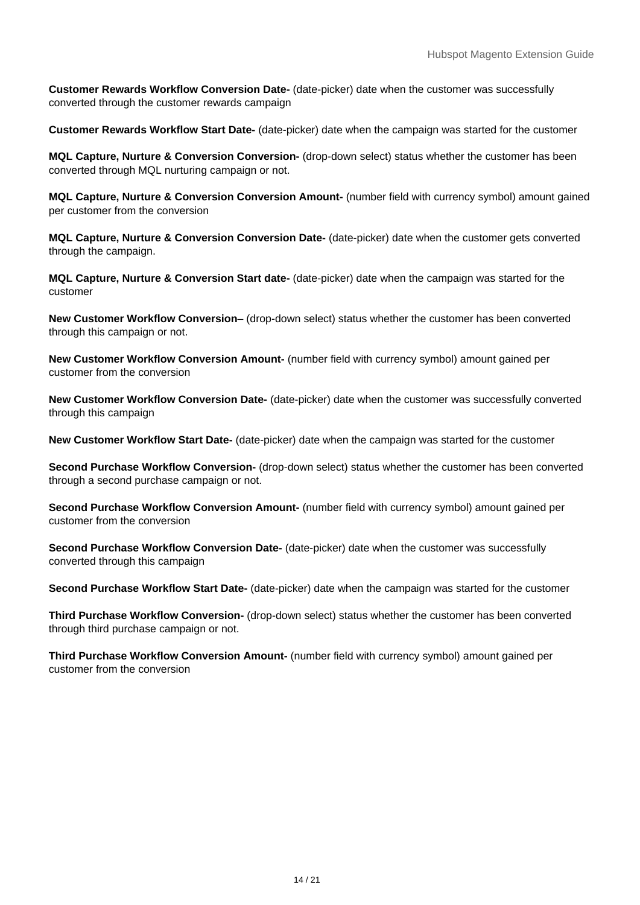**Customer Rewards Workflow Conversion Date-** (date-picker) date when the customer was successfully converted through the customer rewards campaign

**Customer Rewards Workflow Start Date-** (date-picker) date when the campaign was started for the customer

**MQL Capture, Nurture & Conversion Conversion-** (drop-down select) status whether the customer has been converted through MQL nurturing campaign or not.

**MQL Capture, Nurture & Conversion Conversion Amount-** (number field with currency symbol) amount gained per customer from the conversion

**MQL Capture, Nurture & Conversion Conversion Date-** (date-picker) date when the customer gets converted through the campaign.

**MQL Capture, Nurture & Conversion Start date-** (date-picker) date when the campaign was started for the customer

**New Customer Workflow Conversion**– (drop-down select) status whether the customer has been converted through this campaign or not.

**New Customer Workflow Conversion Amount-** (number field with currency symbol) amount gained per customer from the conversion

**New Customer Workflow Conversion Date-** (date-picker) date when the customer was successfully converted through this campaign

**New Customer Workflow Start Date-** (date-picker) date when the campaign was started for the customer

**Second Purchase Workflow Conversion-** (drop-down select) status whether the customer has been converted through a second purchase campaign or not.

**Second Purchase Workflow Conversion Amount-** (number field with currency symbol) amount gained per customer from the conversion

**Second Purchase Workflow Conversion Date-** (date-picker) date when the customer was successfully converted through this campaign

**Second Purchase Workflow Start Date-** (date-picker) date when the campaign was started for the customer

**Third Purchase Workflow Conversion-** (drop-down select) status whether the customer has been converted through third purchase campaign or not.

**Third Purchase Workflow Conversion Amount-** (number field with currency symbol) amount gained per customer from the conversion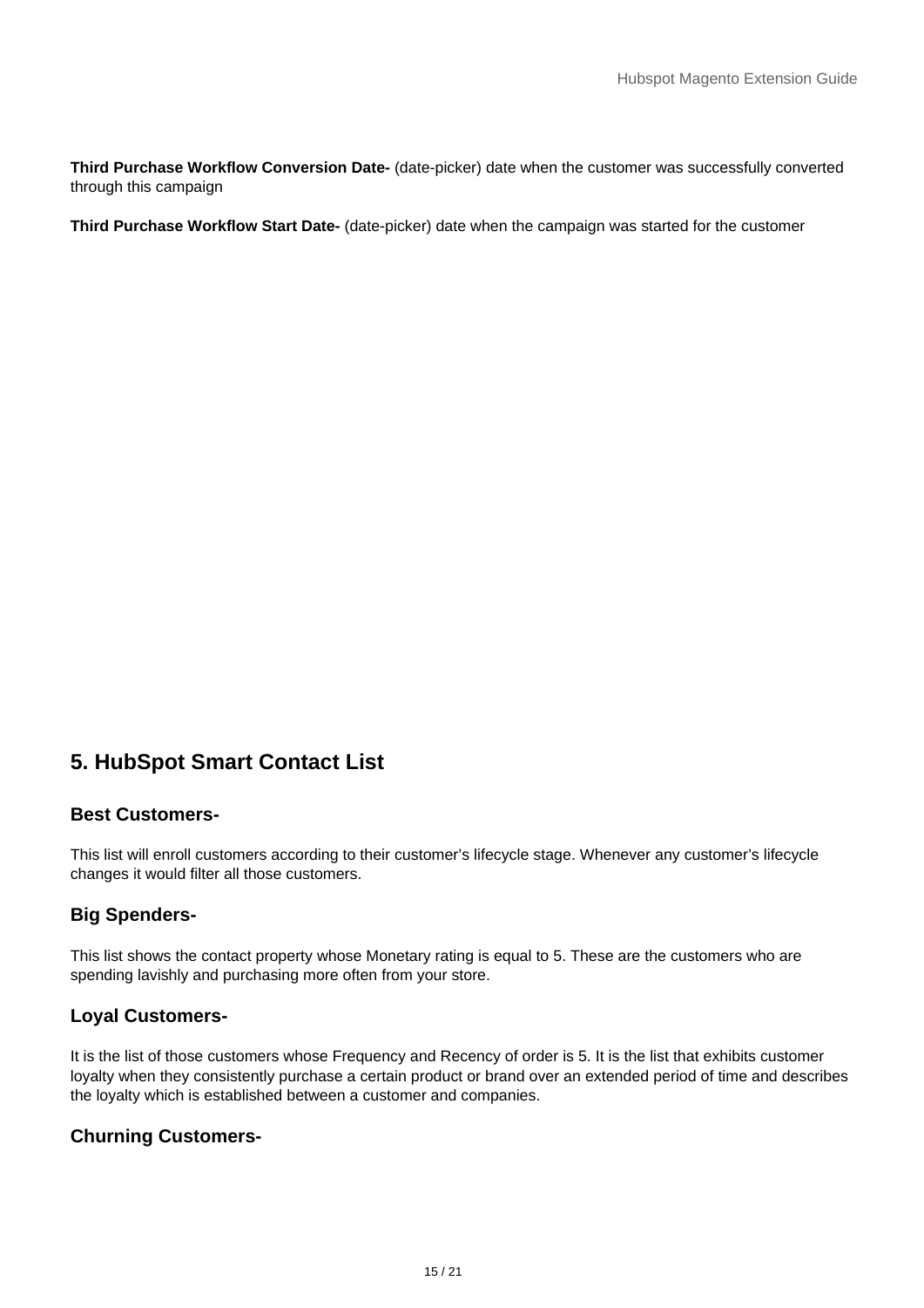**Third Purchase Workflow Conversion Date-** (date-picker) date when the customer was successfully converted through this campaign

**Third Purchase Workflow Start Date-** (date-picker) date when the campaign was started for the customer

## 5. HubSpot Smart Contact List

### Best Customers-

This list will enroll customers according to their customer's lifecycle stage. Whenever any customer's lifecycle changes it would filter all those customers.

### Big Spenders-

This list shows the contact property whose Monetary rating is equal to 5. These are the customers who are spending lavishly and purchasing more often from your store.

### Loyal Customers-

It is the list of those customers whose Frequency and Recency of order is 5. It is the list that exhibits customer loyalty when they consistently purchase a certain product or brand over an extended period of time and describes the loyalty which is established between a customer and companies.

### Churning Customers-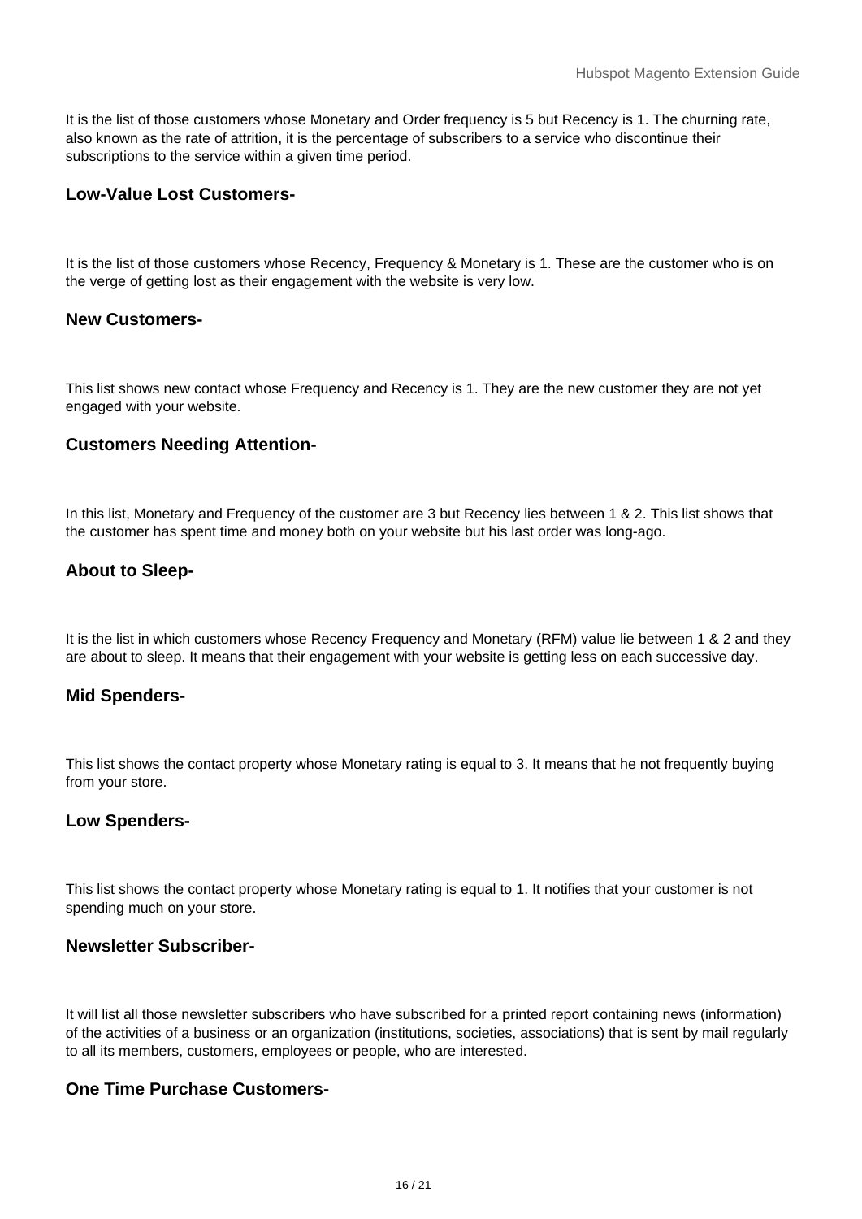It is the list of those customers whose Monetary and Order frequency is 5 but Recency is 1. The churning rate, also known as the rate of attrition, it is the percentage of subscribers to a service who discontinue their subscriptions to the service within a given time period.

### Low-Value Lost Customers-

It is the list of those customers whose Recency, Frequency & Monetary is 1. These are the customer who is on the verge of getting lost as their engagement with the website is very low.

### New Customers-

This list shows new contact whose Frequency and Recency is 1. They are the new customer they are not yet engaged with your website.

### Customers Needing Attention-

In this list, Monetary and Frequency of the customer are 3 but Recency lies between 1 & 2. This list shows that the customer has spent time and money both on your website but his last order was long-ago.

### About to Sleep-

It is the list in which customers whose Recency Frequency and Monetary (RFM) value lie between 1 & 2 and they are about to sleep. It means that their engagement with your website is getting less on each successive day.

### Mid Spenders-

This list shows the contact property whose Monetary rating is equal to 3. It means that he not frequently buying from your store.

### Low Spenders-

This list shows the contact property whose Monetary rating is equal to 1. It notifies that your customer is not spending much on your store.

### Newsletter Subscriber-

It will list all those newsletter subscribers who have subscribed for a printed report containing news (information) of the activities of a business or an organization (institutions, societies, associations) that is sent by mail regularly to all its members, customers, employees or people, who are interested.

### One Time Purchase Customers-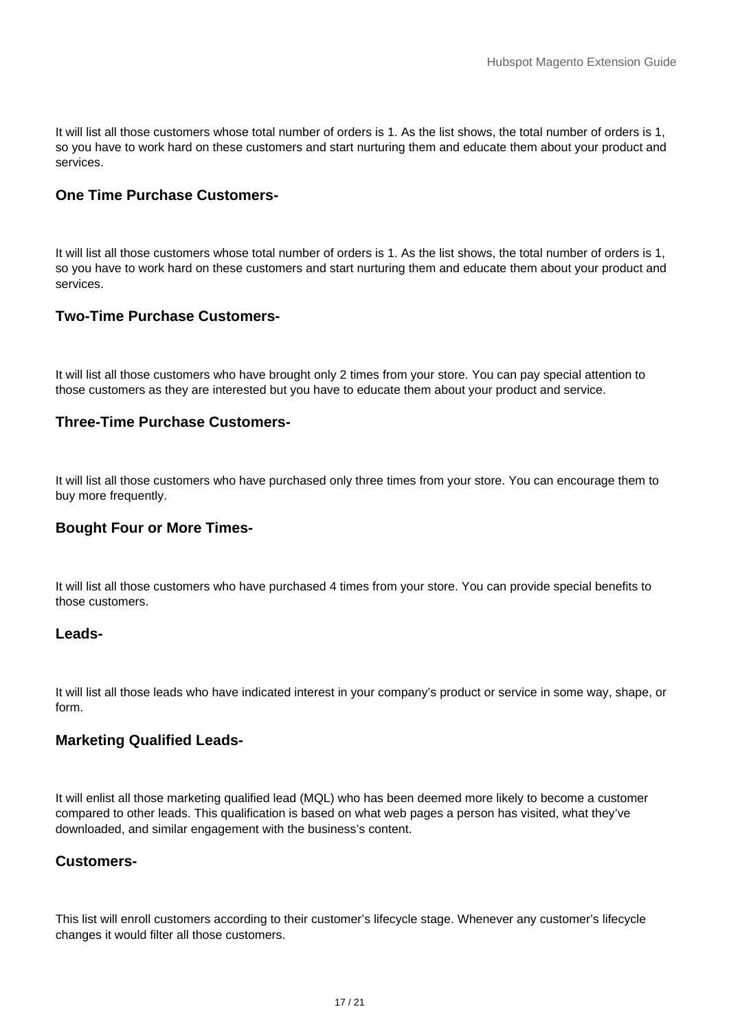It will list all those customers whose total number of orders is 1. As the list shows, the total number of orders is 1, so you have to work hard on these customers and start nurturing them and educate them about your product and services.

### One Time Purchase Customers-

It will list all those customers whose total number of orders is 1. As the list shows, the total number of orders is 1, so you have to work hard on these customers and start nurturing them and educate them about your product and services.

### Two-Time Purchase Customers-

It will list all those customers who have brought only 2 times from your store. You can pay special attention to those customers as they are interested but you have to educate them about your product and service.

### Three-Time Purchase Customers-

It will list all those customers who have purchased only three times from your store. You can encourage them to buy more frequently.

### Bought Four or More Times-

It will list all those customers who have purchased 4 times from your store. You can provide special benefits to those customers.

### Leads-

It will list all those leads who have indicated interest in your company's product or service in some way, shape, or form.

### Marketing Qualified Leads-

It will enlist all those marketing qualified lead (MQL) who has been deemed more likely to become a customer compared to other leads. This qualification is based on what web pages a person has visited, what they've downloaded, and similar engagement with the business's content.

### Customers-

This list will enroll customers according to their customer's lifecycle stage. Whenever any customer's lifecycle changes it would filter all those customers.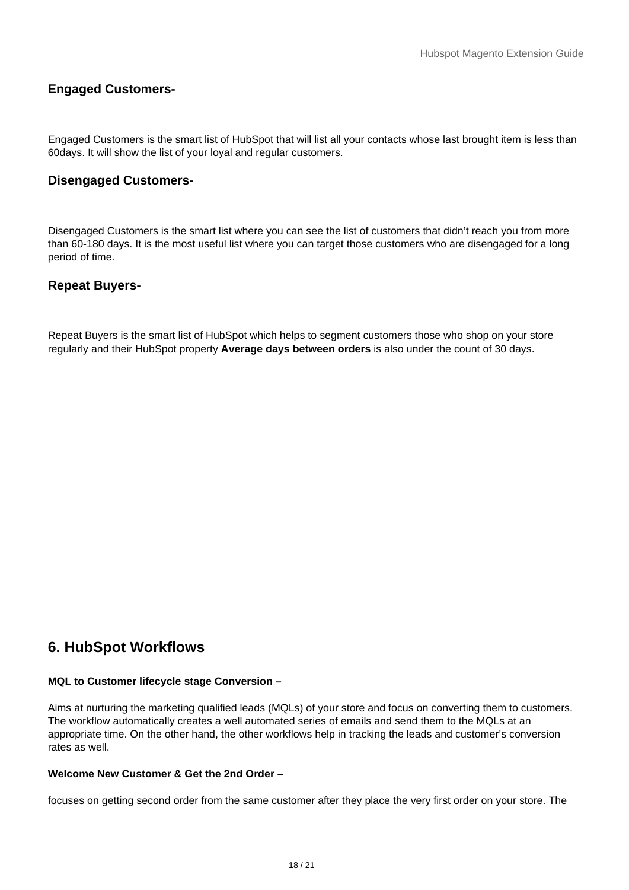### Engaged Customers-

Engaged Customers is the smart list of HubSpot that will list all your contacts whose last brought item is less than 60days. It will show the list of your loyal and regular customers.

### Disengaged Customers-

Disengaged Customers is the smart list where you can see the list of customers that didn't reach you from more than 60-180 days. It is the most useful list where you can target those customers who are disengaged for a long period of time.

### Repeat Buyers-

Repeat Buyers is the smart list of HubSpot which helps to segment customers those who shop on your store regularly and their HubSpot property **Average days between orders** is also under the count of 30 days.

## 6. HubSpot Workflows

**MQL to Customer lifecycle stage Conversion –**

Aims at nurturing the marketing qualified leads (MQLs) of your store and focus on converting them to customers. The workflow automatically creates a well automated series of emails and send them to the MQLs at an appropriate time. On the other hand, the other workflows help in tracking the leads and customer's conversion rates as well.

**Welcome New Customer & Get the 2nd Order –**

focuses on getting second order from the same customer after they place the very first order on your store. The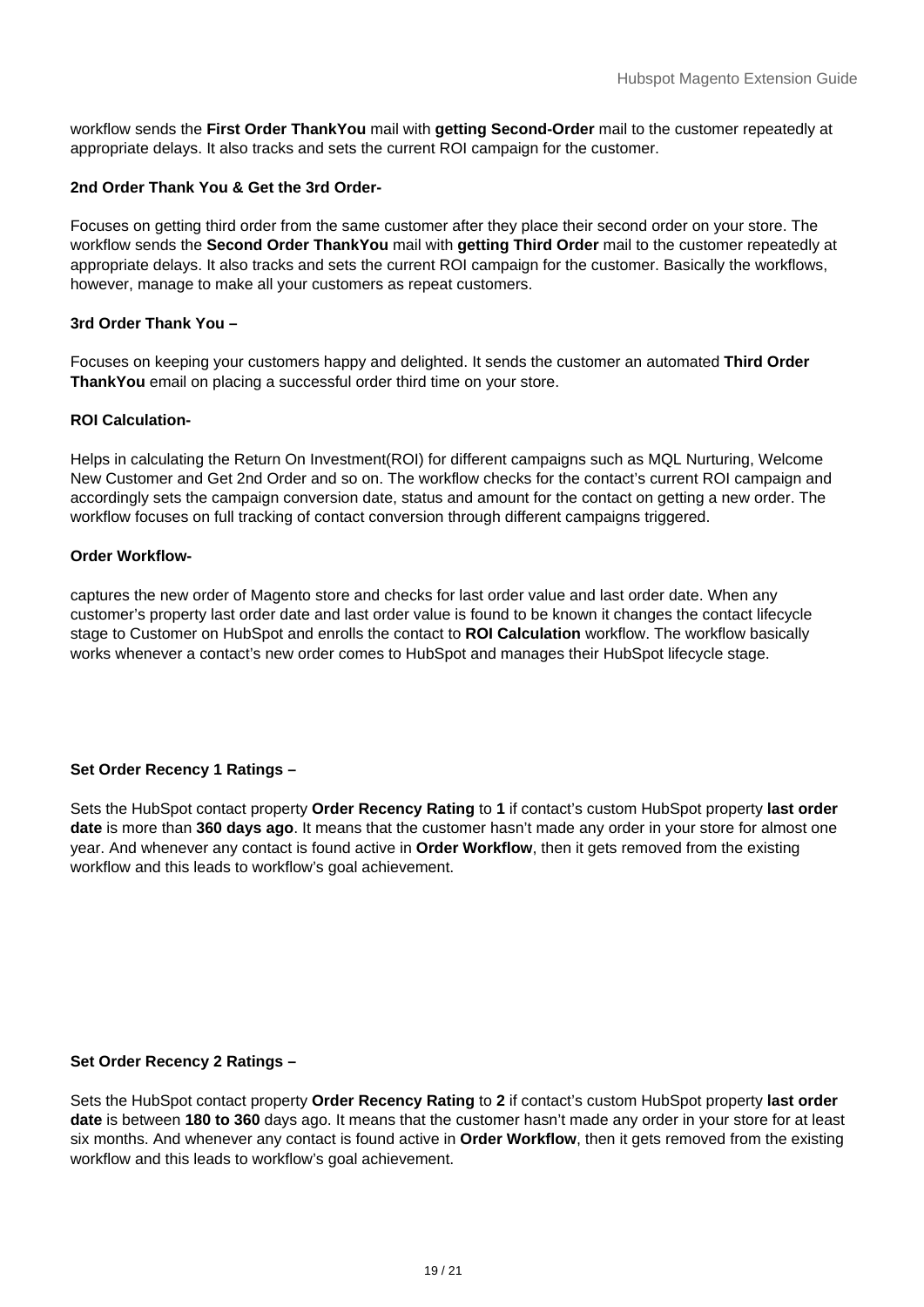workflow sends the **First Order ThankYou** mail with **getting Second-Order** mail to the customer repeatedly at appropriate delays. It also tracks and sets the current ROI campaign for the customer.

**2nd Order Thank You & Get the 3rd Order-**

Focuses on getting third order from the same customer after they place their second order on your store. The workflow sends the **Second Order ThankYou** mail with **getting Third Order** mail to the customer repeatedly at appropriate delays. It also tracks and sets the current ROI campaign for the customer. Basically the workflows, however, manage to make all your customers as repeat customers.

**3rd Order Thank You –**

Focuses on keeping your customers happy and delighted. It sends the customer an automated **Third Order ThankYou** email on placing a successful order third time on your store.

**ROI Calculation-**

Helps in calculating the Return On Investment(ROI) for different campaigns such as MQL Nurturing, Welcome New Customer and Get 2nd Order and so on. The workflow checks for the contact's current ROI campaign and accordingly sets the campaign conversion date, status and amount for the contact on getting a new order. The workflow focuses on full tracking of contact conversion through different campaigns triggered.

**Order Workflow-**

captures the new order of Magento store and checks for last order value and last order date. When any customer's property last order date and last order value is found to be known it changes the contact lifecycle stage to Customer on HubSpot and enrolls the contact to **ROI Calculation** workflow. The workflow basically works whenever a contact's new order comes to HubSpot and manages their HubSpot lifecycle stage.

**Set Order Recency 1 Ratings –**

Sets the HubSpot contact property **Order Recency Rating** to **1** if contact's custom HubSpot property **last order date** is more than **360 days ago**. It means that the customer hasn't made any order in your store for almost one year. And whenever any contact is found active in **Order Workflow**, then it gets removed from the existing workflow and this leads to workflow's goal achievement.

**Set Order Recency 2 Ratings –**

Sets the HubSpot contact property **Order Recency Rating** to **2** if contact's custom HubSpot property **last order date** is between **180 to 360** days ago. It means that the customer hasn't made any order in your store for at least six months. And whenever any contact is found active in **Order Workflow**, then it gets removed from the existing workflow and this leads to workflow's goal achievement.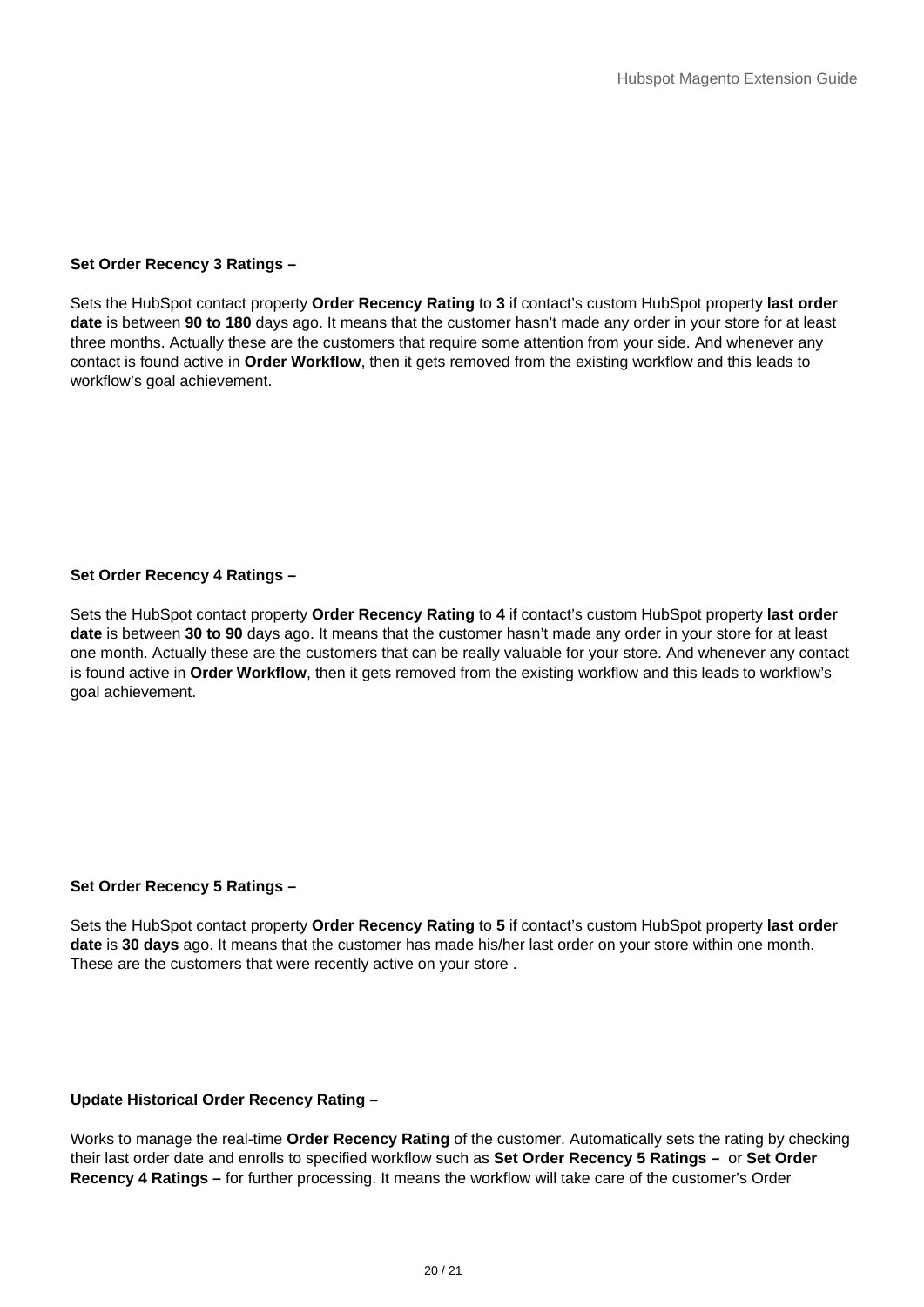**Set Order Recency 3 Ratings –**

Sets the HubSpot contact property **Order Recency Rating** to **3** if contact's custom HubSpot property **last order date** is between **90 to 180** days ago. It means that the customer hasn't made any order in your store for at least three months. Actually these are the customers that require some attention from your side. And whenever any contact is found active in **Order Workflow**, then it gets removed from the existing workflow and this leads to workflow's goal achievement.

**Set Order Recency 4 Ratings –**

Sets the HubSpot contact property **Order Recency Rating** to **4** if contact's custom HubSpot property **last order date** is between **30 to 90** days ago. It means that the customer hasn't made any order in your store for at least one month. Actually these are the customers that can be really valuable for your store. And whenever any contact is found active in **Order Workflow**, then it gets removed from the existing workflow and this leads to workflow's goal achievement.

**Set Order Recency 5 Ratings –**

Sets the HubSpot contact property **Order Recency Rating** to **5** if contact's custom HubSpot property **last order date** is **30 days** ago. It means that the customer has made his/her last order on your store within one month. These are the customers that were recently active on your store .

**Update Historical Order Recency Rating –**

Works to manage the real-time **Order Recency Rating** of the customer. Automatically sets the rating by checking their last order date and enrolls to specified workflow such as **Set Order Recency 5 Ratings –** or **Set Order Recency 4 Ratings –** for further processing. It means the workflow will take care of the customer's Order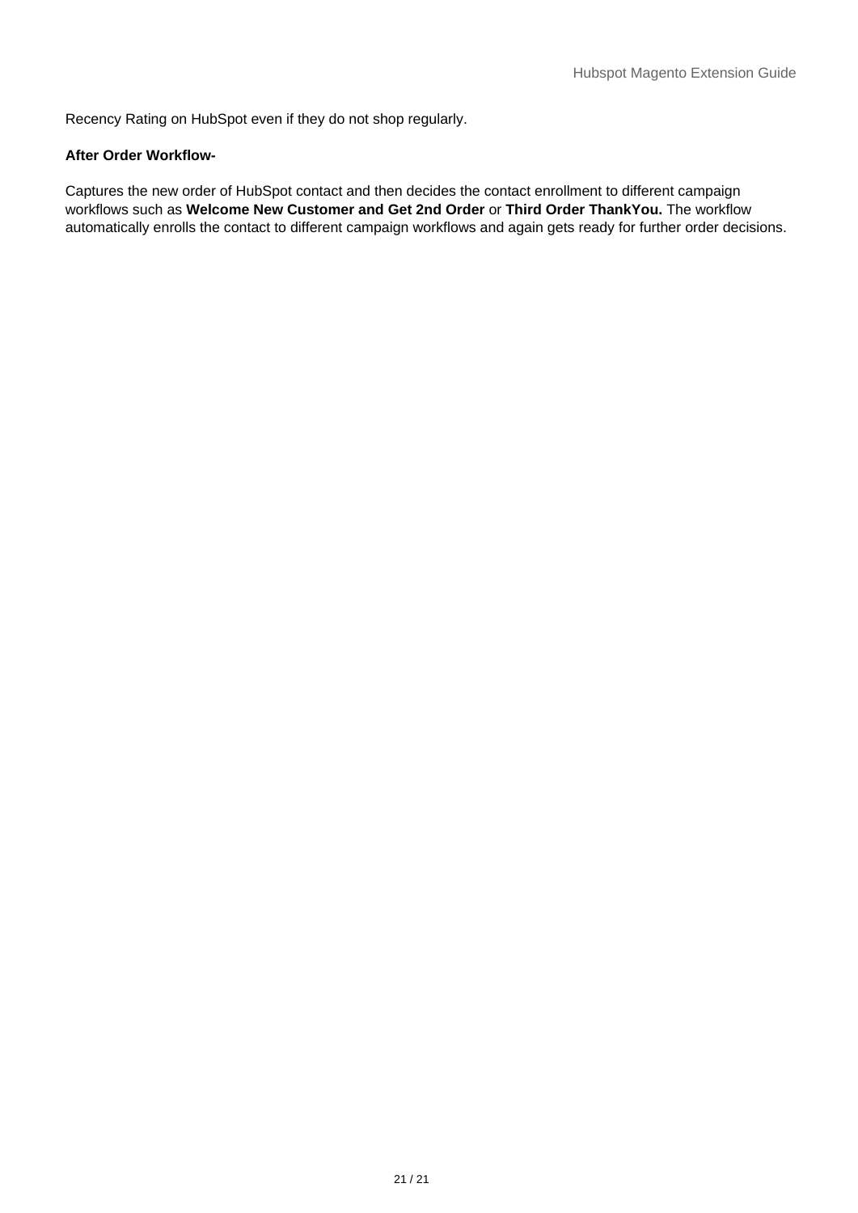Recency Rating on HubSpot even if they do not shop regularly.

**After Order Workflow-**

Captures the new order of HubSpot contact and then decides the contact enrollment to different campaign workflows such as **Welcome New Customer and Get 2nd Order** or **Third Order ThankYou.** The workflow automatically enrolls the contact to different campaign workflows and again gets ready for further order decisions.